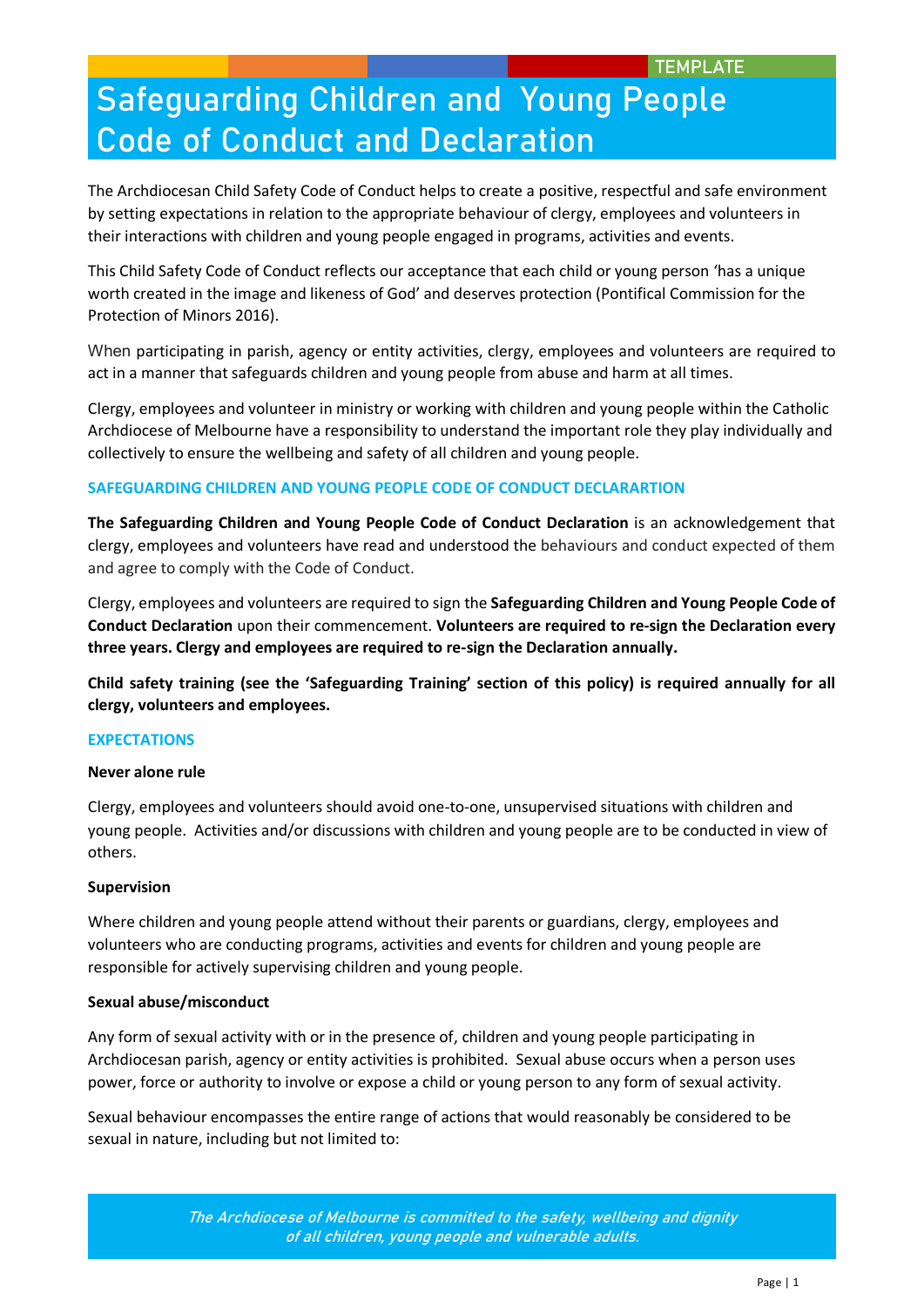TEMPLATE

# Safeguarding Children and Young People Code of Conduct and Declaration

The Archdiocesan Child Safety Code of Conduct helps to create a positive, respectful and safe environment by setting expectations in relation to the appropriate behaviour of clergy, employees and volunteers in their interactions with children and young people engaged in programs, activities and events.

This Child Safety Code of Conduct reflects our acceptance that each child or young person 'has a unique worth created in the image and likeness of God' and deserves protection (Pontifical Commission for the Protection of Minors 2016).

When participating in parish, agency or entity activities, clergy, employees and volunteers are required to act in a manner that safeguards children and young people from abuse and harm at all times.

Clergy, employees and volunteer in ministry or working with children and young people within the Catholic Archdiocese of Melbourne have a responsibility to understand the important role they play individually and collectively to ensure the wellbeing and safety of all children and young people.

## SAFEGUARDING CHILDREN AND YOUNG PEOPLE CODE OF CONDUCT DECLARARTION

**The Safeguarding Children and Young People Code of Conduct Declaration** is an acknowledgement that clergy, employees and volunteers have read and understood the behaviours and conduct expected of them and agree to comply with the Code of Conduct.

Clergy, employees and volunteers are required to sign the **Safeguarding Children and Young People Code of Conduct Declaration** upon their commencement. **Volunteers are required to re-sign the Declaration every three years. Clergy and employees are required to re-sign the Declaration annually.**

**Child safety training (see the 'Safeguarding Training' section of this policy) is required annually for all clergy, volunteers and employees.**

## EXPECTATIONS

### Never alone rule

Clergy, employees and volunteers should avoid one-to-one, unsupervised situations with children and young people. Activities and/or discussions with children and young people are to be conducted in view of others.

### Supervision

Where children and young people attend without their parents or guardians, clergy, employees and volunteers who are conducting programs, activities and events for children and young people are responsible for actively supervising children and young people.

### Sexual abuse/misconduct

Any form of sexual activity with or in the presence of, children and young people participating in Archdiocesan parish, agency or entity activities is prohibited. Sexual abuse occurs when a person uses power, force or authority to involve or expose a child or young person to any form of sexual activity.

Sexual behaviour encompasses the entire range of actions that would reasonably be considered to be sexual in nature, including but not limited to:

*The Archdiocese of Melbourne is committed to the safety, wellbeing and dignity of all children, young people and vulnerable adults.*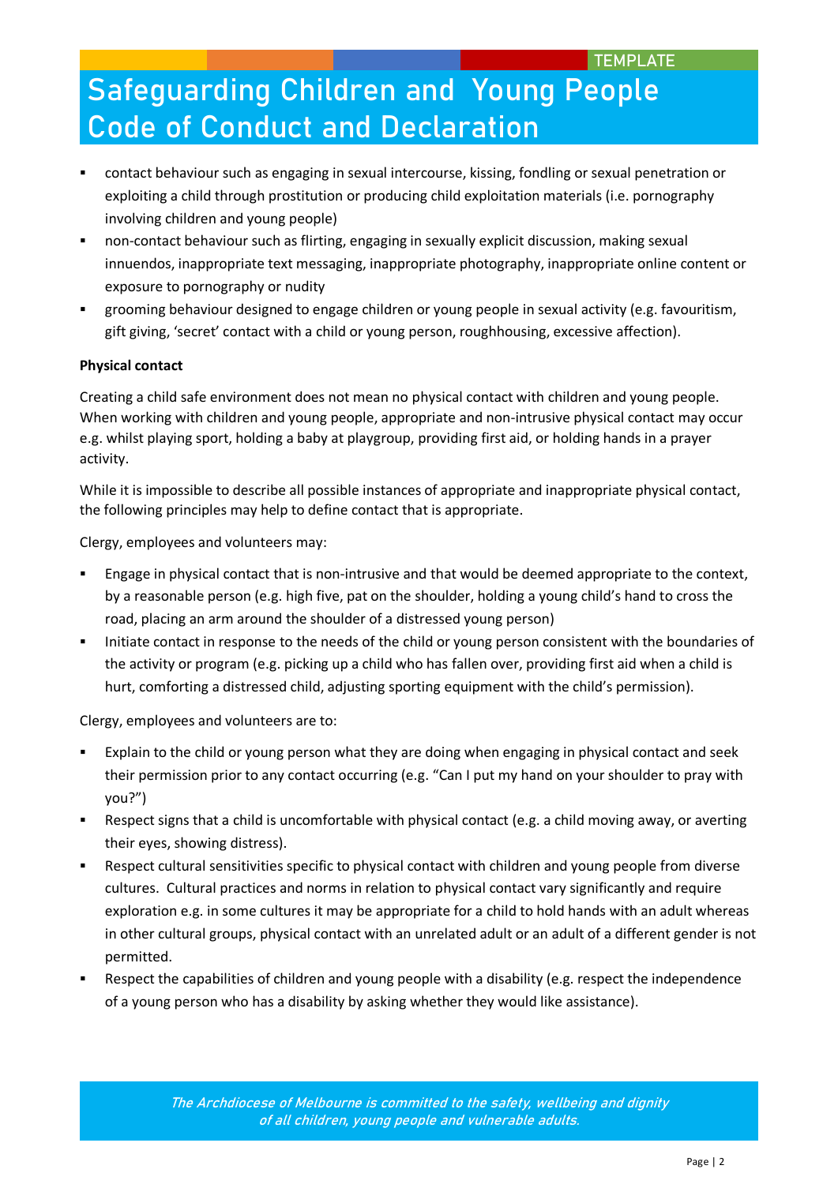- contact behaviour such as engaging in sexual intercourse, kissing, fondling or sexual penetration or exploiting a child through prostitution or producing child exploitation materials (i.e. pornography involving children and young people)
- non-contact behaviour such as flirting, engaging in sexually explicit discussion, making sexual innuendos, inappropriate text messaging, inappropriate photography, inappropriate online content or exposure to pornography or nudity
- grooming behaviour designed to engage children or young people in sexual activity (e.g. favouritism, gift giving, 'secret' contact with a child or young person, roughhousing, excessive affection).

**Physical contact**

Creating a child safe environment does not mean no physical contact with children and young people. When working with children and young people, appropriate and non-intrusive physical contact may occur e.g. whilst playing sport, holding a baby at playgroup, providing first aid, or holding hands in a prayer activity.

While it is impossible to describe all possible instances of appropriate and inappropriate physical contact, the following principles may help to define contact that is appropriate.

Clergy, employees and volunteers may:

- Engage in physical contact that is non-intrusive and that would be deemed appropriate to the context, by a reasonable person (e.g. high five, pat on the shoulder, holding a young child's hand to cross the road, placing an arm around the shoulder of a distressed young person)
- Initiate contact in response to the needs of the child or young person consistent with the boundaries of the activity or program (e.g. picking up a child who has fallen over, providing first aid when a child is hurt, comforting a distressed child, adjusting sporting equipment with the child's permission).

Clergy, employees and volunteers are to:

- Explain to the child or young person what they are doing when engaging in physical contact and seek their permission prior to any contact occurring (e.g. "Can I put my hand on your shoulder to pray with you?")
- Respect signs that a child is uncomfortable with physical contact (e.g. a child moving away, or averting their eyes, showing distress).
- Respect cultural sensitivities specific to physical contact with children and young people from diverse cultures. Cultural practices and norms in relation to physical contact vary significantly and require exploration e.g. in some cultures it may be appropriate for a child to hold hands with an adult whereas in other cultural groups, physical contact with an unrelated adult or an adult of a different gender is not permitted.
- Respect the capabilities of children and young people with a disability (e.g. respect the independence of a young person who has a disability by asking whether they would like assistance).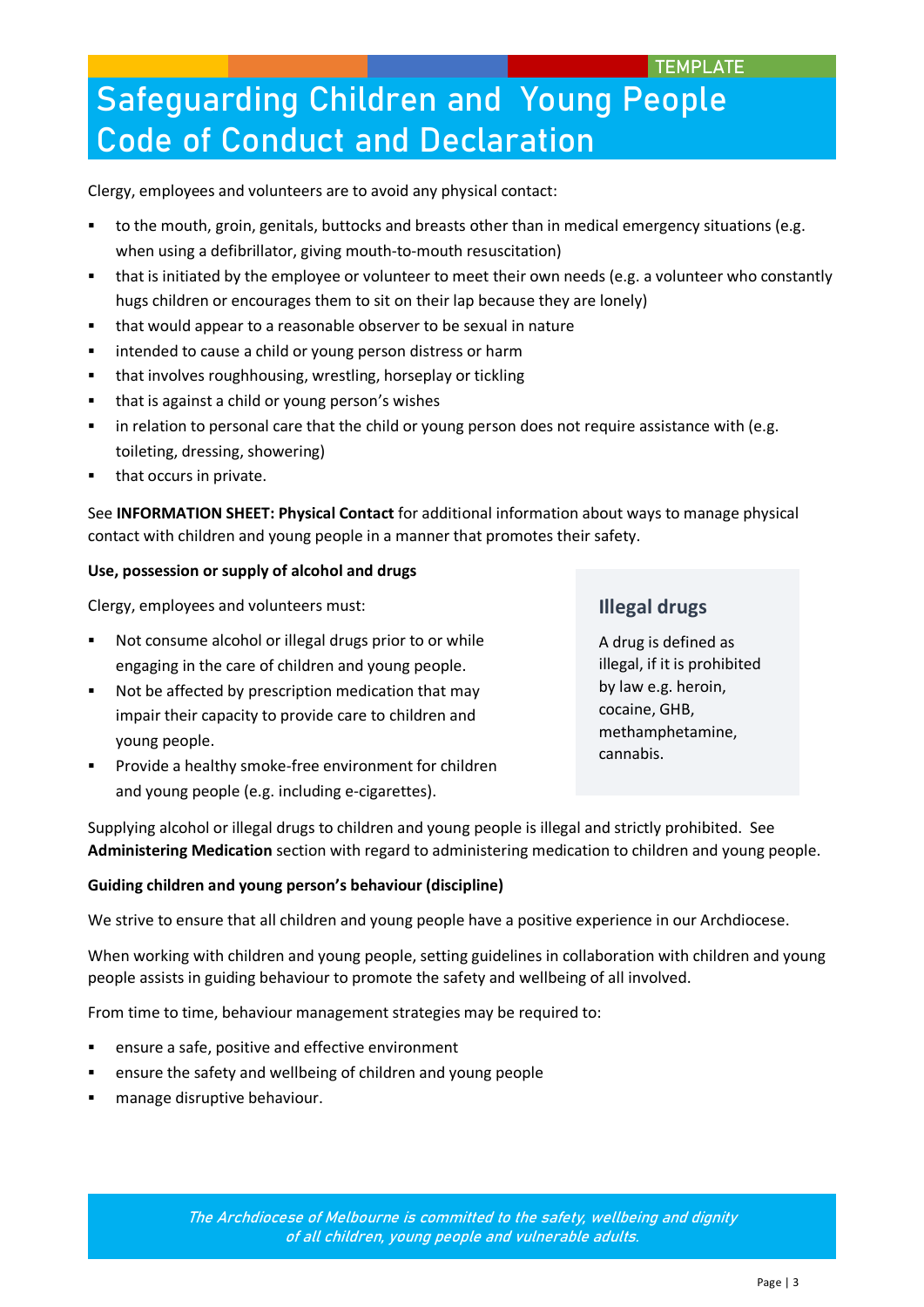Clergy, employees and volunteers are to avoid any physical contact:

- to the mouth, groin, genitals, buttocks and breasts other than in medical emergency situations (e.g. when using a defibrillator, giving mouth-to-mouth resuscitation)
- that is initiated by the employee or volunteer to meet their own needs (e.g. a volunteer who constantly hugs children or encourages them to sit on their lap because they are lonely)
- that would appear to a reasonable observer to be sexual in nature
- intended to cause a child or young person distress or harm
- that involves roughhousing, wrestling, horseplay or tickling
- that is against a child or young person's wishes
- in relation to personal care that the child or young person does not require assistance with (e.g. toileting, dressing, showering)
- that occurs in private.

See **INFORMATION SHEET: Physical Contact** for additional information about ways to manage physical contact with children and young people in a manner that promotes their safety.

**Use, possession or supply of alcohol and drugs**

Clergy, employees and volunteers must:

- Not consume alcohol or illegal drugs prior to or while engaging in the care of children and young people.
- Not be affected by prescription medication that may impair their capacity to provide care to children and young people.
- Provide a healthy smoke-free environment for children and young people (e.g. including e-cigarettes).

### Illegal drugs

A drug is defined as illegal, if it is prohibited by law e.g. heroin, cocaine, GHB, methamphetamine, cannabis.

Supplying alcohol or illegal drugs to children and young people is illegal and strictly prohibited. See **Administering Medication** section with regard to administering medication to children and young people.

**Guiding children and young person's behaviour (discipline)**

We strive to ensure that all children and young people have a positive experience in our Archdiocese.

When working with children and young people, setting guidelines in collaboration with children and young people assists in guiding behaviour to promote the safety and wellbeing of all involved.

From time to time, behaviour management strategies may be required to:

- ensure a safe, positive and effective environment
- ensure the safety and wellbeing of children and young people
- manage disruptive behaviour.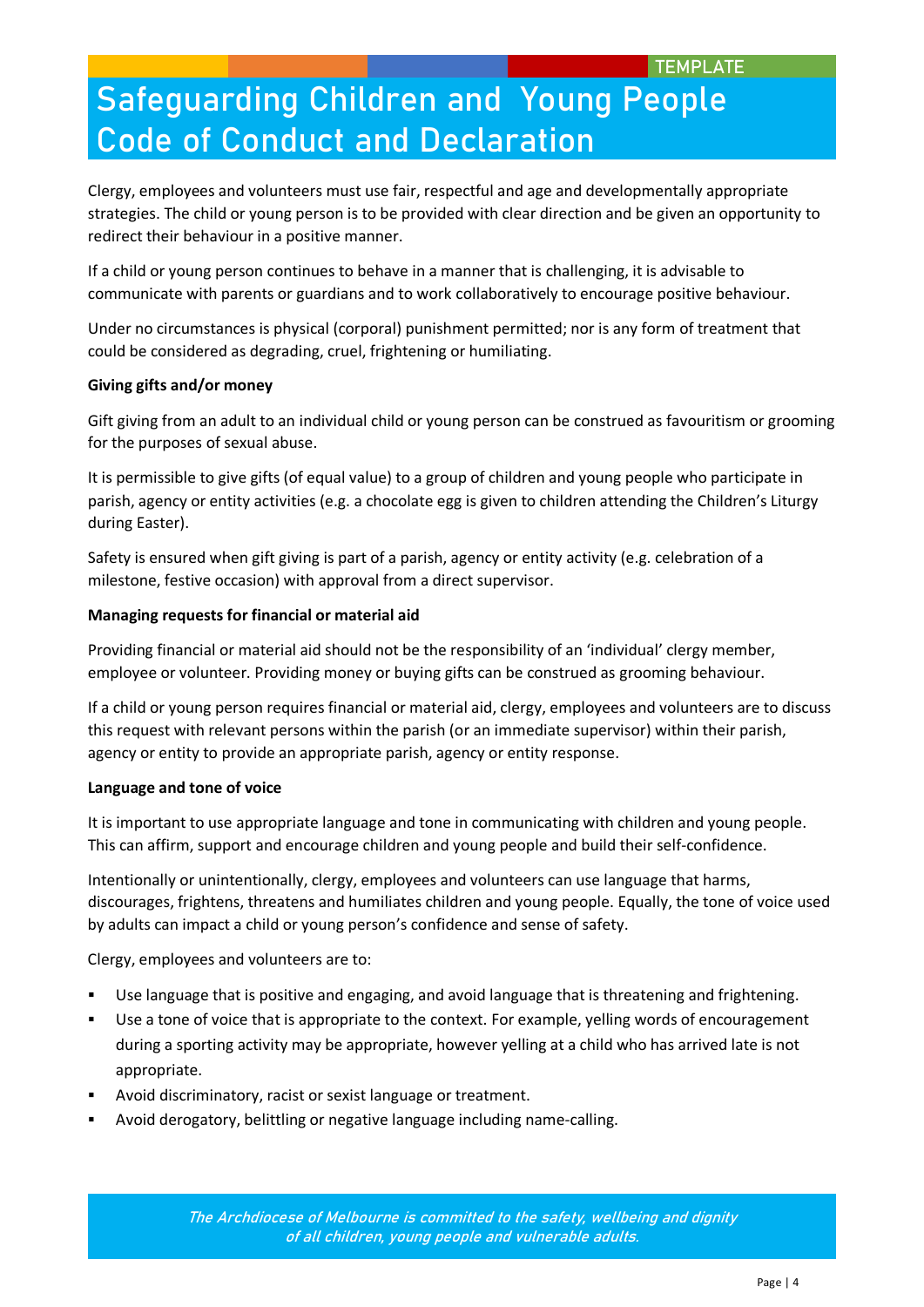TEMPLATE

# Safeguarding Children and Young People Code of Conduct and Declaration

Clergy, employees and volunteers must use fair, respectful and age and developmentally appropriate strategies. The child or young person is to be provided with clear direction and be given an opportunity to redirect their behaviour in a positive manner.

If a child or young person continues to behave in a manner that is challenging, it is advisable to communicate with parents or guardians and to work collaboratively to encourage positive behaviour.

Under no circumstances is physical (corporal) punishment permitted; nor is any form of treatment that could be considered as degrading, cruel, frightening or humiliating.

**Giving gifts and/or money**

Gift giving from an adult to an individual child or young person can be construed as favouritism or grooming for the purposes of sexual abuse.

It is permissible to give gifts (of equal value) to a group of children and young people who participate in parish, agency or entity activities (e.g. a chocolate egg is given to children attending the Children's Liturgy during Easter).

Safety is ensured when gift giving is part of a parish, agency or entity activity (e.g. celebration of a milestone, festive occasion) with approval from a direct supervisor.

**Managing requests for financial or material aid**

Providing financial or material aid should not be the responsibility of an 'individual' clergy member, employee or volunteer. Providing money or buying gifts can be construed as grooming behaviour.

If a child or young person requires financial or material aid, clergy, employees and volunteers are to discuss this request with relevant persons within the parish (or an immediate supervisor) within their parish, agency or entity to provide an appropriate parish, agency or entity response.

**Language and tone of voice**

It is important to use appropriate language and tone in communicating with children and young people. This can affirm, support and encourage children and young people and build their self-confidence.

Intentionally or unintentionally, clergy, employees and volunteers can use language that harms, discourages, frightens, threatens and humiliates children and young people. Equally, the tone of voice used by adults can impact a child or young person's confidence and sense of safety.

Clergy, employees and volunteers are to:

- Use language that is positive and engaging, and avoid language that is threatening and frightening.
- Use a tone of voice that is appropriate to the context. For example, yelling words of encouragement during a sporting activity may be appropriate, however yelling at a child who has arrived late is not appropriate.
- Avoid discriminatory, racist or sexist language or treatment.
- Avoid derogatory, belittling or negative language including name-calling.

*The Archdiocese of Melbourne is committed to the safety, wellbeing and dignity of all children, young people and vulnerable adults.*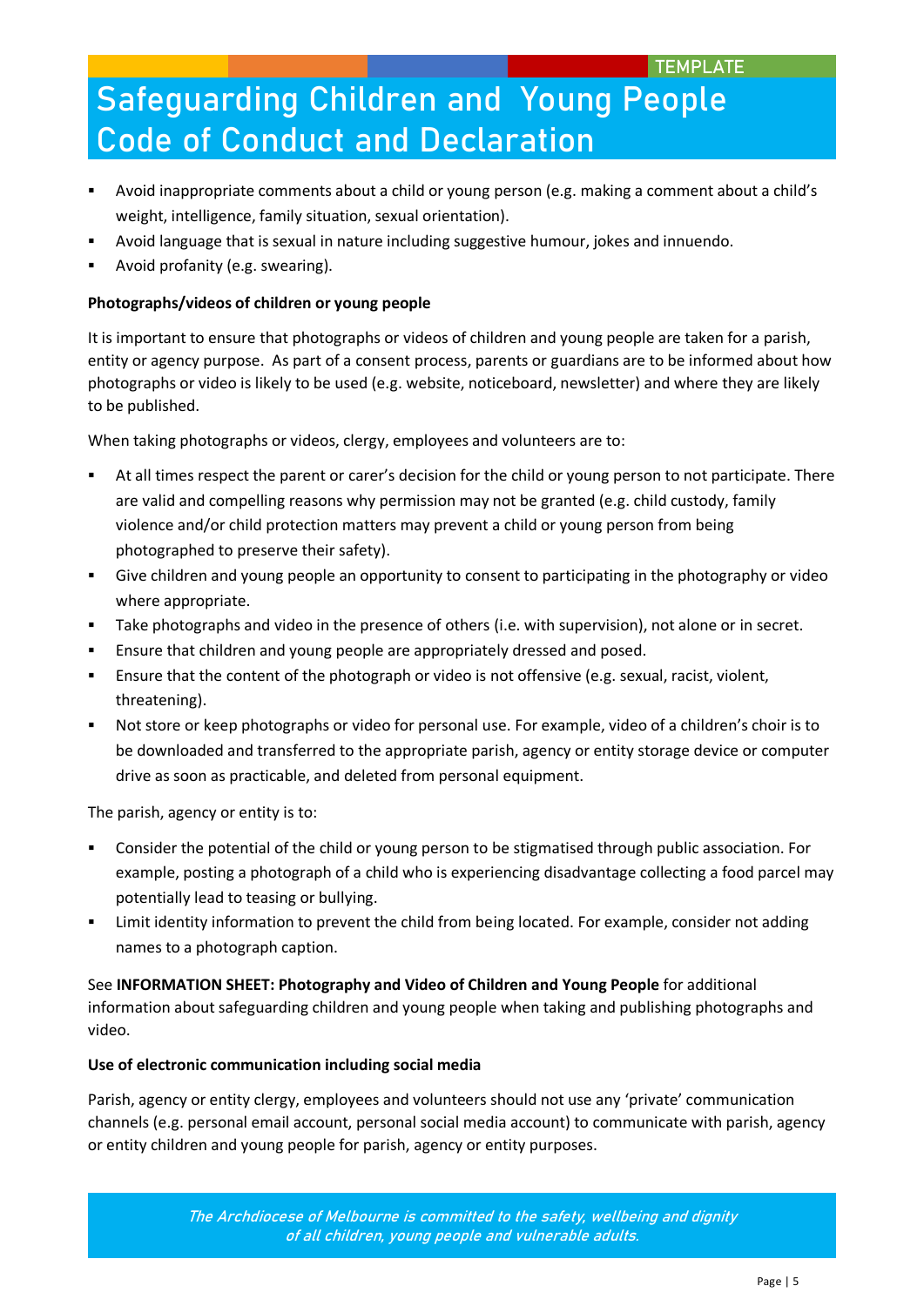- Avoid inappropriate comments about a child or young person (e.g. making a comment about a child's weight, intelligence, family situation, sexual orientation).
- Avoid language that is sexual in nature including suggestive humour, jokes and innuendo.
- Avoid profanity (e.g. swearing).

**Photographs/videos of children or young people**

It is important to ensure that photographs or videos of children and young people are taken for a parish, entity or agency purpose. As part of a consent process, parents or guardians are to be informed about how photographs or video is likely to be used (e.g. website, noticeboard, newsletter) and where they are likely to be published.

When taking photographs or videos, clergy, employees and volunteers are to:

- At all times respect the parent or carer's decision for the child or young person to not participate. There are valid and compelling reasons why permission may not be granted (e.g. child custody, family violence and/or child protection matters may prevent a child or young person from being photographed to preserve their safety).
- Give children and young people an opportunity to consent to participating in the photography or video where appropriate.
- Take photographs and video in the presence of others (i.e. with supervision), not alone or in secret.
- Ensure that children and young people are appropriately dressed and posed.
- Ensure that the content of the photograph or video is not offensive (e.g. sexual, racist, violent, threatening).
- Not store or keep photographs or video for personal use. For example, video of a children's choir is to be downloaded and transferred to the appropriate parish, agency or entity storage device or computer drive as soon as practicable, and deleted from personal equipment.

The parish, agency or entity is to:

- Consider the potential of the child or young person to be stigmatised through public association. For example, posting a photograph of a child who is experiencing disadvantage collecting a food parcel may potentially lead to teasing or bullying.
- Limit identity information to prevent the child from being located. For example, consider not adding names to a photograph caption.

See **INFORMATION SHEET: Photography and Video of Children and Young People** for additional information about safeguarding children and young people when taking and publishing photographs and video.

**Use of electronic communication including social media**

Parish, agency or entity clergy, employees and volunteers should not use any 'private' communication channels (e.g. personal email account, personal social media account) to communicate with parish, agency or entity children and young people for parish, agency or entity purposes.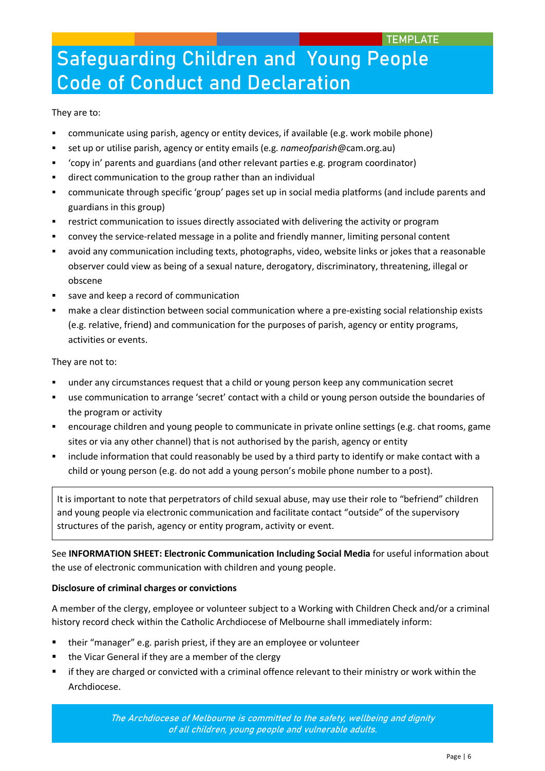They are to:

- communicate using parish, agency or entity devices, if available (e.g. work mobile phone)
- set up or utilise parish, agency or entity emails (e.g. *nameofparish*@cam.org.au)
- 'copy in' parents and guardians (and other relevant parties e.g. program coordinator)
- direct communication to the group rather than an individual
- communicate through specific 'group' pages set up in social media platforms (and include parents and guardians in this group)
- restrict communication to issues directly associated with delivering the activity or program
- convey the service-related message in a polite and friendly manner, limiting personal content
- avoid any communication including texts, photographs, video, website links or jokes that a reasonable observer could view as being of a sexual nature, derogatory, discriminatory, threatening, illegal or obscene
- save and keep a record of communication
- make a clear distinction between social communication where a pre-existing social relationship exists (e.g. relative, friend) and communication for the purposes of parish, agency or entity programs, activities or events.

They are not to:

- under any circumstances request that a child or young person keep any communication secret
- use communication to arrange 'secret' contact with a child or young person outside the boundaries of the program or activity
- encourage children and young people to communicate in private online settings (e.g. chat rooms, game sites or via any other channel) that is not authorised by the parish, agency or entity
- include information that could reasonably be used by a third party to identify or make contact with a child or young person (e.g. do not add a young person's mobile phone number to a post).

> It is important to note that perpetrators of child sexual abuse, may use their role to "befriend" children and young people via electronic communication and facilitate contact "outside" of the supervisory structures of the parish, agency or entity program, activity or event.

See **INFORMATION SHEET: Electronic Communication Including Social Media** for useful information about the use of electronic communication with children and young people.

**Disclosure of criminal charges or convictions**

A member of the clergy, employee or volunteer subject to a Working with Children Check and/or a criminal history record check within the Catholic Archdiocese of Melbourne shall immediately inform:

- their "manager" e.g. parish priest, if they are an employee or volunteer
- the Vicar General if they are a member of the clergy
- if they are charged or convicted with a criminal offence relevant to their ministry or work within the Archdiocese.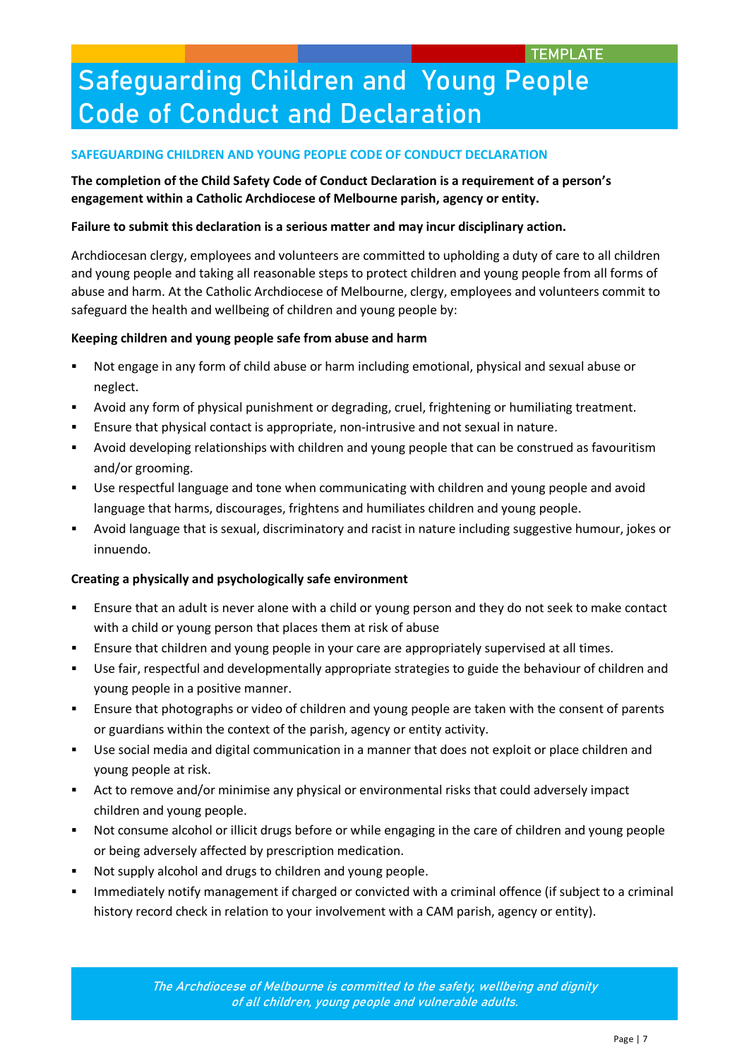TEMPLATE

# Safeguarding Children and Young People Code of Conduct and Declaration

## SAFEGUARDING CHILDREN AND YOUNG PEOPLE CODE OF CONDUCT DECLARATION

**The completion of the Child Safety Code of Conduct Declaration is a requirement of a person's engagement within a Catholic Archdiocese of Melbourne parish, agency or entity.**

**Failure to submit this declaration is a serious matter and may incur disciplinary action.**

Archdiocesan clergy, employees and volunteers are committed to upholding a duty of care to all children and young people and taking all reasonable steps to protect children and young people from all forms of abuse and harm. At the Catholic Archdiocese of Melbourne, clergy, employees and volunteers commit to safeguard the health and wellbeing of children and young people by:

**Keeping children and young people safe from abuse and harm**

- Not engage in any form of child abuse or harm including emotional, physical and sexual abuse or neglect.
- Avoid any form of physical punishment or degrading, cruel, frightening or humiliating treatment.
- Ensure that physical contact is appropriate, non-intrusive and not sexual in nature.
- Avoid developing relationships with children and young people that can be construed as favouritism and/or grooming.
- Use respectful language and tone when communicating with children and young people and avoid language that harms, discourages, frightens and humiliates children and young people.
- Avoid language that is sexual, discriminatory and racist in nature including suggestive humour, jokes or innuendo.

**Creating a physically and psychologically safe environment**

- Ensure that an adult is never alone with a child or young person and they do not seek to make contact with a child or young person that places them at risk of abuse
- Ensure that children and young people in your care are appropriately supervised at all times.
- Use fair, respectful and developmentally appropriate strategies to guide the behaviour of children and young people in a positive manner.
- Ensure that photographs or video of children and young people are taken with the consent of parents or guardians within the context of the parish, agency or entity activity.
- Use social media and digital communication in a manner that does not exploit or place children and young people at risk.
- Act to remove and/or minimise any physical or environmental risks that could adversely impact children and young people.
- Not consume alcohol or illicit drugs before or while engaging in the care of children and young people or being adversely affected by prescription medication.
- Not supply alcohol and drugs to children and young people.
- Immediately notify management if charged or convicted with a criminal offence (if subject to a criminal history record check in relation to your involvement with a CAM parish, agency or entity).

*The Archdiocese of Melbourne is committed to the safety, wellbeing and dignity of all children, young people and vulnerable adults.*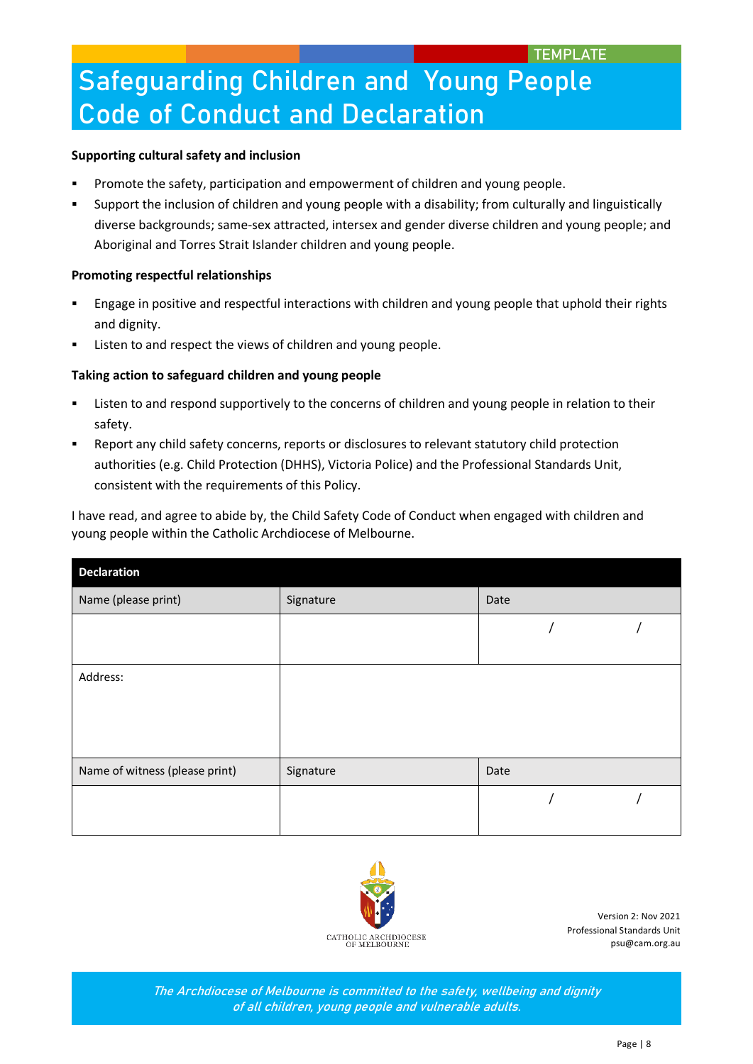TEMPLATE

# Safeguarding Children and Young People Code of Conduct and Declaration

**Supporting cultural safety and inclusion**

- Promote the safety, participation and empowerment of children and young people.
- Support the inclusion of children and young people with a disability; from culturally and linguistically diverse backgrounds; same-sex attracted, intersex and gender diverse children and young people; and Aboriginal and Torres Strait Islander children and young people.

**Promoting respectful relationships**

- Engage in positive and respectful interactions with children and young people that uphold their rights and dignity.
- Listen to and respect the views of children and young people.

**Taking action to safeguard children and young people**

- Listen to and respond supportively to the concerns of children and young people in relation to their safety.
- Report any child safety concerns, reports or disclosures to relevant statutory child protection authorities (e.g. Child Protection (DHHS), Victoria Police) and the Professional Standards Unit, consistent with the requirements of this Policy.

I have read, and agree to abide by, the Child Safety Code of Conduct when engaged with children and young people within the Catholic Archdiocese of Melbourne.

| **Declaration** | | |
|---|---|---|
| Name (please print) | Signature | Date |
| | | / / |
| Address: | | |
| Name of witness (please print) | Signature | Date |
| | | / / |

CATHOLIC ARCHDIOCESE OF MELBOURNE

Version 2: Nov 2021
Professional Standards Unit
psu@cam.org.au

*The Archdiocese of Melbourne is committed to the safety, wellbeing and dignity of all children, young people and vulnerable adults.*